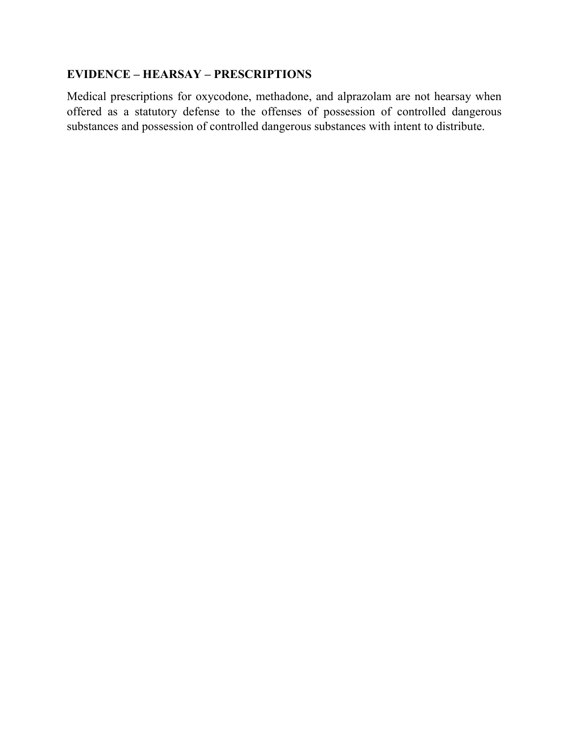**EVIDENCE – HEARSAY – PRESCRIPTIONS**

Medical prescriptions for oxycodone, methadone, and alprazolam are not hearsay when offered as a statutory defense to the offenses of possession of controlled dangerous substances and possession of controlled dangerous substances with intent to distribute.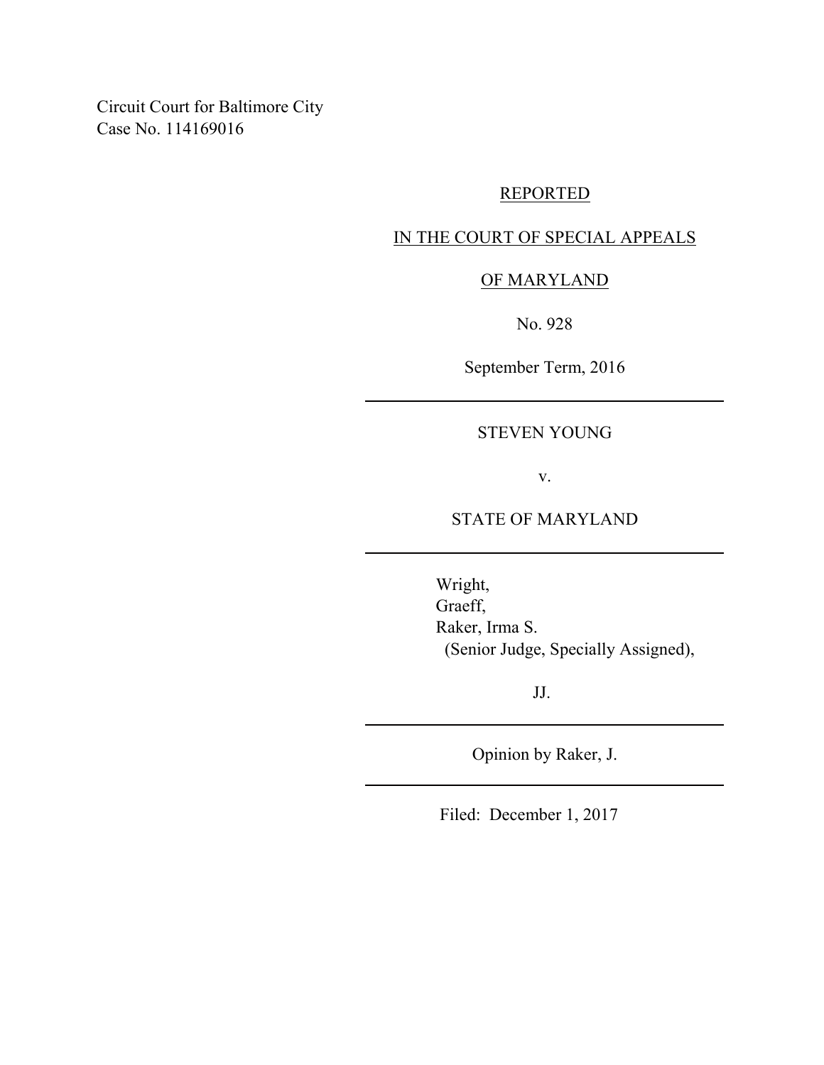Circuit Court for Baltimore City
Case No. 114169016

REPORTED

IN THE COURT OF SPECIAL APPEALS

OF MARYLAND

No. 928

September Term, 2016

---

STEVEN YOUNG

v.

STATE OF MARYLAND

---

Wright,
Graeff,
Raker, Irma S.
(Senior Judge, Specially Assigned),

JJ.

---

Opinion by Raker, J.

---

Filed: December 1, 2017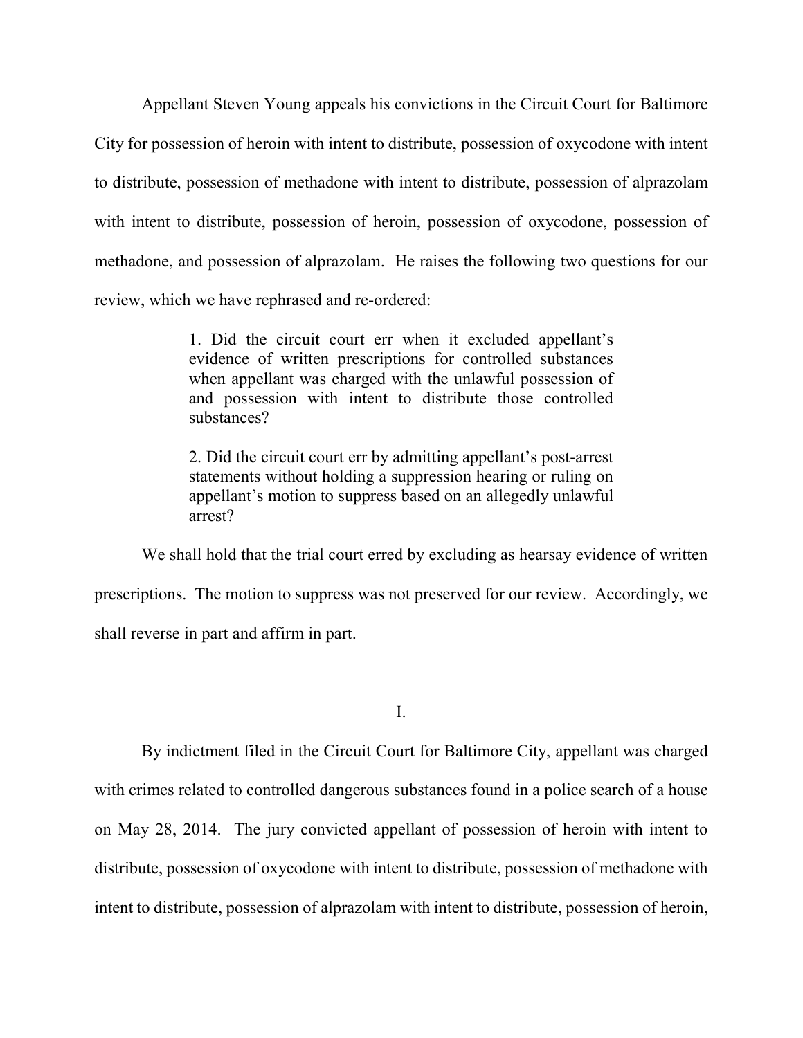Appellant Steven Young appeals his convictions in the Circuit Court for Baltimore City for possession of heroin with intent to distribute, possession of oxycodone with intent to distribute, possession of methadone with intent to distribute, possession of alprazolam with intent to distribute, possession of heroin, possession of oxycodone, possession of methadone, and possession of alprazolam. He raises the following two questions for our review, which we have rephrased and re-ordered:

> 1. Did the circuit court err when it excluded appellant's evidence of written prescriptions for controlled substances when appellant was charged with the unlawful possession of and possession with intent to distribute those controlled substances?
>
> 2. Did the circuit court err by admitting appellant's post-arrest statements without holding a suppression hearing or ruling on appellant's motion to suppress based on an allegedly unlawful arrest?

We shall hold that the trial court erred by excluding as hearsay evidence of written prescriptions. The motion to suppress was not preserved for our review. Accordingly, we shall reverse in part and affirm in part.

## I.

By indictment filed in the Circuit Court for Baltimore City, appellant was charged with crimes related to controlled dangerous substances found in a police search of a house on May 28, 2014. The jury convicted appellant of possession of heroin with intent to distribute, possession of oxycodone with intent to distribute, possession of methadone with intent to distribute, possession of alprazolam with intent to distribute, possession of heroin,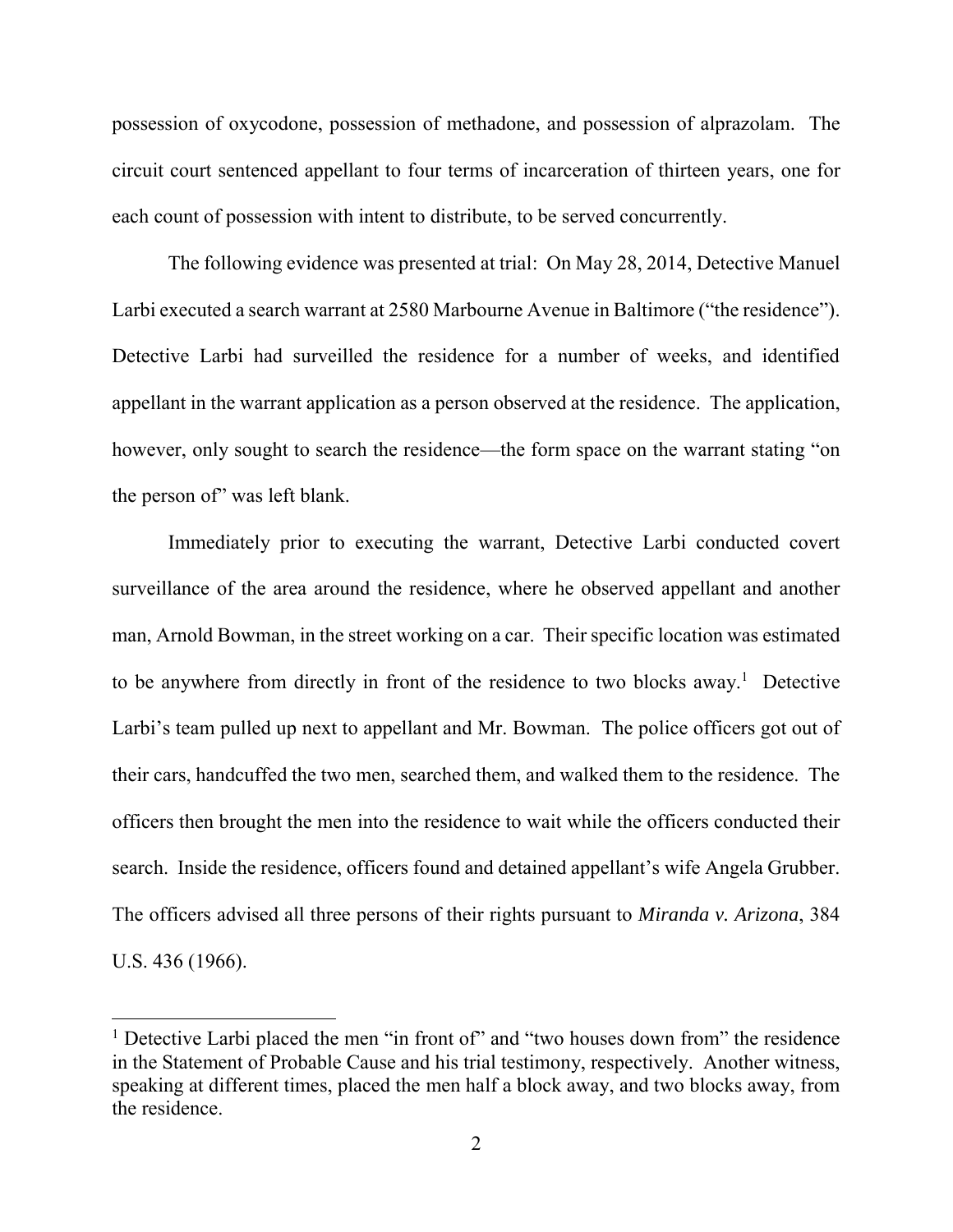possession of oxycodone, possession of methadone, and possession of alprazolam. The circuit court sentenced appellant to four terms of incarceration of thirteen years, one for each count of possession with intent to distribute, to be served concurrently.

The following evidence was presented at trial: On May 28, 2014, Detective Manuel Larbi executed a search warrant at 2580 Marbourne Avenue in Baltimore ("the residence"). Detective Larbi had surveilled the residence for a number of weeks, and identified appellant in the warrant application as a person observed at the residence. The application, however, only sought to search the residence—the form space on the warrant stating "on the person of" was left blank.

Immediately prior to executing the warrant, Detective Larbi conducted covert surveillance of the area around the residence, where he observed appellant and another man, Arnold Bowman, in the street working on a car. Their specific location was estimated to be anywhere from directly in front of the residence to two blocks away.[1] Detective Larbi's team pulled up next to appellant and Mr. Bowman. The police officers got out of their cars, handcuffed the two men, searched them, and walked them to the residence. The officers then brought the men into the residence to wait while the officers conducted their search. Inside the residence, officers found and detained appellant's wife Angela Grubber. The officers advised all three persons of their rights pursuant to *Miranda v. Arizona*, 384 U.S. 436 (1966).

---

[1] Detective Larbi placed the men "in front of" and "two houses down from" the residence in the Statement of Probable Cause and his trial testimony, respectively. Another witness, speaking at different times, placed the men half a block away, and two blocks away, from the residence.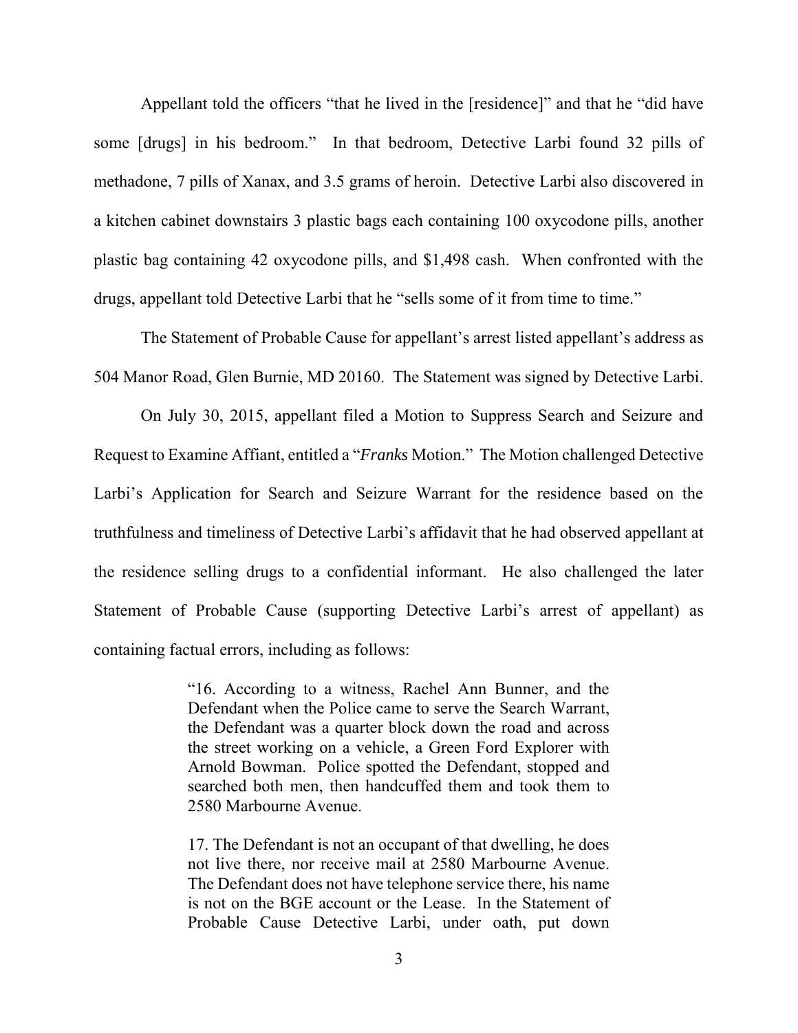Appellant told the officers "that he lived in the [residence]" and that he "did have some [drugs] in his bedroom." In that bedroom, Detective Larbi found 32 pills of methadone, 7 pills of Xanax, and 3.5 grams of heroin. Detective Larbi also discovered in a kitchen cabinet downstairs 3 plastic bags each containing 100 oxycodone pills, another plastic bag containing 42 oxycodone pills, and $1,498 cash. When confronted with the drugs, appellant told Detective Larbi that he "sells some of it from time to time."

The Statement of Probable Cause for appellant's arrest listed appellant's address as 504 Manor Road, Glen Burnie, MD 20160. The Statement was signed by Detective Larbi.

On July 30, 2015, appellant filed a Motion to Suppress Search and Seizure and Request to Examine Affiant, entitled a "*Franks* Motion." The Motion challenged Detective Larbi's Application for Search and Seizure Warrant for the residence based on the truthfulness and timeliness of Detective Larbi's affidavit that he had observed appellant at the residence selling drugs to a confidential informant. He also challenged the later Statement of Probable Cause (supporting Detective Larbi's arrest of appellant) as containing factual errors, including as follows:

> "16. According to a witness, Rachel Ann Bunner, and the Defendant when the Police came to serve the Search Warrant, the Defendant was a quarter block down the road and across the street working on a vehicle, a Green Ford Explorer with Arnold Bowman. Police spotted the Defendant, stopped and searched both men, then handcuffed them and took them to 2580 Marbourne Avenue.
>
> 17. The Defendant is not an occupant of that dwelling, he does not live there, nor receive mail at 2580 Marbourne Avenue. The Defendant does not have telephone service there, his name is not on the BGE account or the Lease. In the Statement of Probable Cause Detective Larbi, under oath, put down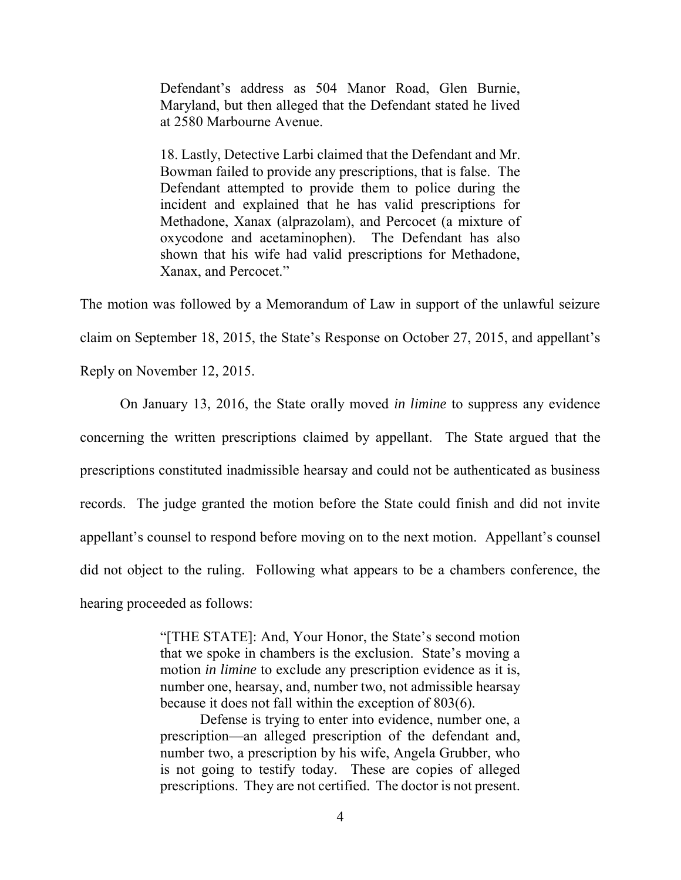> Defendant's address as 504 Manor Road, Glen Burnie, Maryland, but then alleged that the Defendant stated he lived at 2580 Marbourne Avenue.
>
> 18. Lastly, Detective Larbi claimed that the Defendant and Mr. Bowman failed to provide any prescriptions, that is false. The Defendant attempted to provide them to police during the incident and explained that he has valid prescriptions for Methadone, Xanax (alprazolam), and Percocet (a mixture of oxycodone and acetaminophen). The Defendant has also shown that his wife had valid prescriptions for Methadone, Xanax, and Percocet."

The motion was followed by a Memorandum of Law in support of the unlawful seizure claim on September 18, 2015, the State's Response on October 27, 2015, and appellant's Reply on November 12, 2015.

On January 13, 2016, the State orally moved *in limine* to suppress any evidence concerning the written prescriptions claimed by appellant. The State argued that the prescriptions constituted inadmissible hearsay and could not be authenticated as business records. The judge granted the motion before the State could finish and did not invite appellant's counsel to respond before moving on to the next motion. Appellant's counsel did not object to the ruling. Following what appears to be a chambers conference, the hearing proceeded as follows:

> "[THE STATE]: And, Your Honor, the State's second motion that we spoke in chambers is the exclusion. State's moving a motion *in limine* to exclude any prescription evidence as it is, number one, hearsay, and, number two, not admissible hearsay because it does not fall within the exception of 803(6).
>
> Defense is trying to enter into evidence, number one, a prescription—an alleged prescription of the defendant and, number two, a prescription by his wife, Angela Grubber, who is not going to testify today. These are copies of alleged prescriptions. They are not certified. The doctor is not present.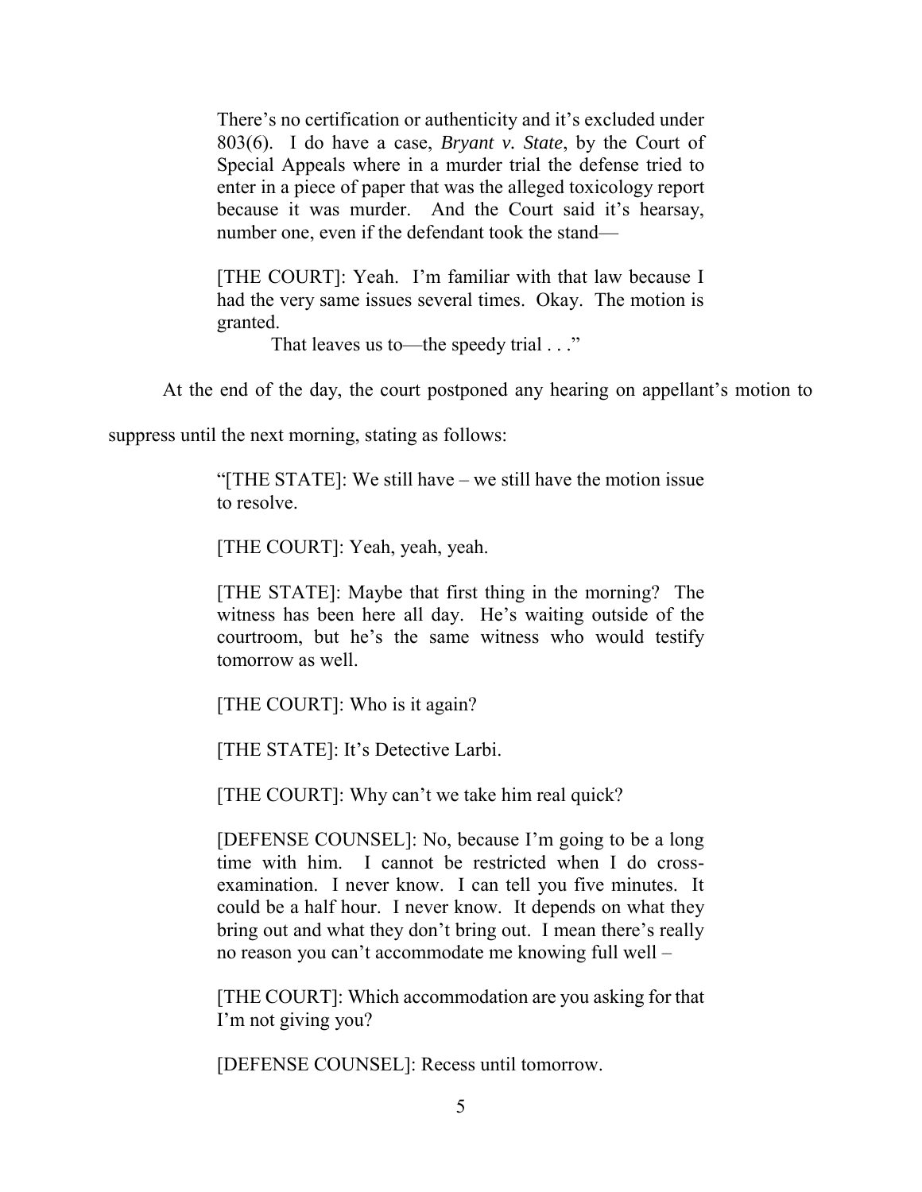> There's no certification or authenticity and it's excluded under 803(6). I do have a case, *Bryant v. State*, by the Court of Special Appeals where in a murder trial the defense tried to enter in a piece of paper that was the alleged toxicology report because it was murder. And the Court said it's hearsay, number one, even if the defendant took the stand—
>
> [THE COURT]: Yeah. I'm familiar with that law because I had the very same issues several times. Okay. The motion is granted.
>
> That leaves us to—the speedy trial . . ."

At the end of the day, the court postponed any hearing on appellant's motion to suppress until the next morning, stating as follows:

> "[THE STATE]: We still have – we still have the motion issue to resolve.
>
> [THE COURT]: Yeah, yeah, yeah.
>
> [THE STATE]: Maybe that first thing in the morning? The witness has been here all day. He's waiting outside of the courtroom, but he's the same witness who would testify tomorrow as well.
>
> [THE COURT]: Who is it again?
>
> [THE STATE]: It's Detective Larbi.
>
> [THE COURT]: Why can't we take him real quick?
>
> [DEFENSE COUNSEL]: No, because I'm going to be a long time with him. I cannot be restricted when I do cross-examination. I never know. I can tell you five minutes. It could be a half hour. I never know. It depends on what they bring out and what they don't bring out. I mean there's really no reason you can't accommodate me knowing full well –
>
> [THE COURT]: Which accommodation are you asking for that I'm not giving you?
>
> [DEFENSE COUNSEL]: Recess until tomorrow.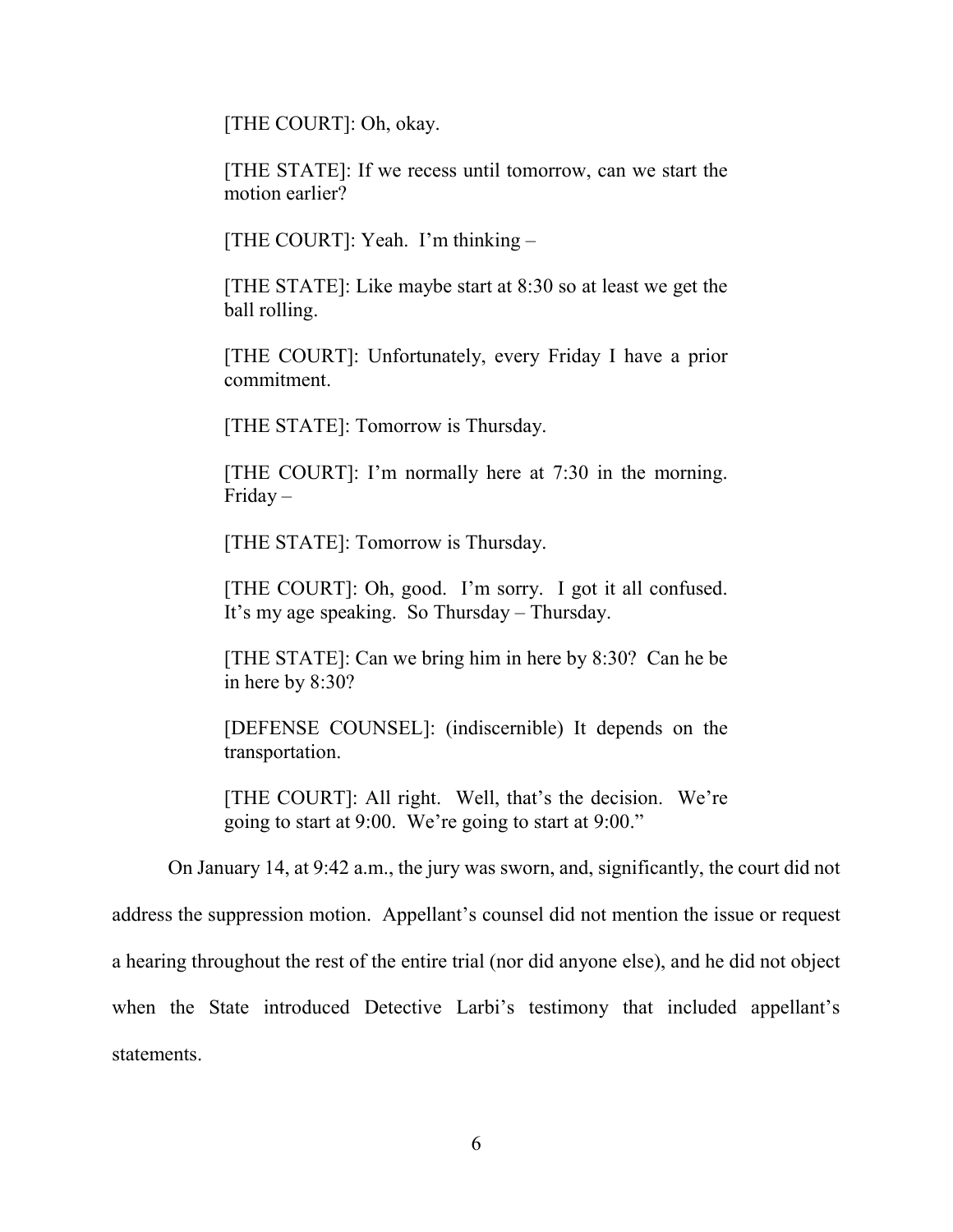> [THE COURT]: Oh, okay.
>
> [THE STATE]: If we recess until tomorrow, can we start the motion earlier?
>
> [THE COURT]: Yeah. I'm thinking –
>
> [THE STATE]: Like maybe start at 8:30 so at least we get the ball rolling.
>
> [THE COURT]: Unfortunately, every Friday I have a prior commitment.
>
> [THE STATE]: Tomorrow is Thursday.
>
> [THE COURT]: I'm normally here at 7:30 in the morning. Friday –
>
> [THE STATE]: Tomorrow is Thursday.
>
> [THE COURT]: Oh, good. I'm sorry. I got it all confused. It's my age speaking. So Thursday – Thursday.
>
> [THE STATE]: Can we bring him in here by 8:30? Can he be in here by 8:30?
>
> [DEFENSE COUNSEL]: (indiscernible) It depends on the transportation.
>
> [THE COURT]: All right. Well, that's the decision. We're going to start at 9:00. We're going to start at 9:00."

On January 14, at 9:42 a.m., the jury was sworn, and, significantly, the court did not address the suppression motion. Appellant's counsel did not mention the issue or request a hearing throughout the rest of the entire trial (nor did anyone else), and he did not object when the State introduced Detective Larbi's testimony that included appellant's statements.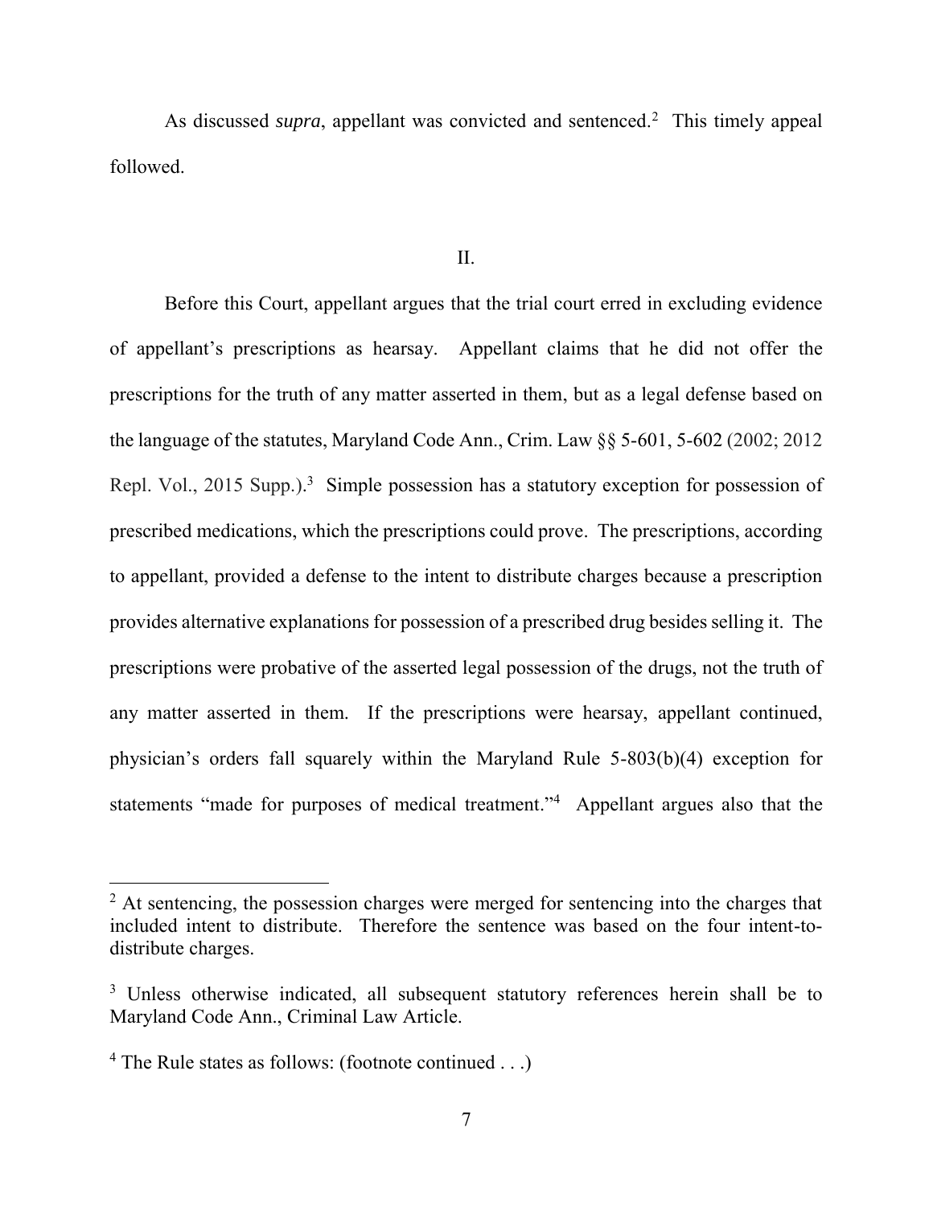As discussed *supra*, appellant was convicted and sentenced.[2] This timely appeal followed.

II.

Before this Court, appellant argues that the trial court erred in excluding evidence of appellant's prescriptions as hearsay. Appellant claims that he did not offer the prescriptions for the truth of any matter asserted in them, but as a legal defense based on the language of the statutes, Maryland Code Ann., Crim. Law §§ 5-601, 5-602 (2002; 2012 Repl. Vol., 2015 Supp.).[3] Simple possession has a statutory exception for possession of prescribed medications, which the prescriptions could prove. The prescriptions, according to appellant, provided a defense to the intent to distribute charges because a prescription provides alternative explanations for possession of a prescribed drug besides selling it. The prescriptions were probative of the asserted legal possession of the drugs, not the truth of any matter asserted in them. If the prescriptions were hearsay, appellant continued, physician's orders fall squarely within the Maryland Rule 5-803(b)(4) exception for statements "made for purposes of medical treatment."[4] Appellant argues also that the

---

[2] At sentencing, the possession charges were merged for sentencing into the charges that included intent to distribute. Therefore the sentence was based on the four intent-to-distribute charges.

[3] Unless otherwise indicated, all subsequent statutory references herein shall be to Maryland Code Ann., Criminal Law Article.

[4] The Rule states as follows: (footnote continued . . .)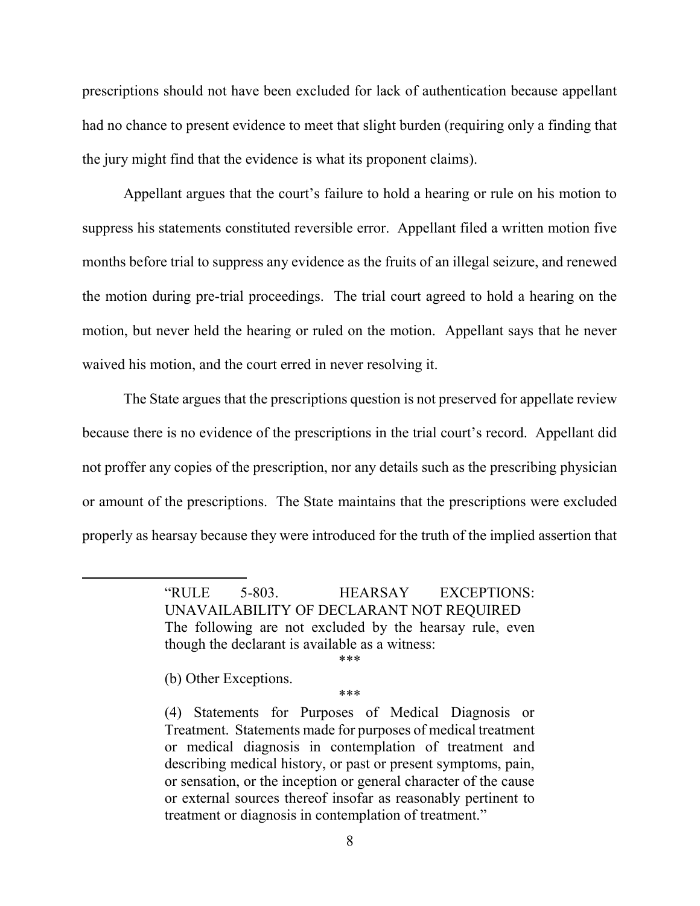prescriptions should not have been excluded for lack of authentication because appellant had no chance to present evidence to meet that slight burden (requiring only a finding that the jury might find that the evidence is what its proponent claims).

Appellant argues that the court's failure to hold a hearing or rule on his motion to suppress his statements constituted reversible error. Appellant filed a written motion five months before trial to suppress any evidence as the fruits of an illegal seizure, and renewed the motion during pre-trial proceedings. The trial court agreed to hold a hearing on the motion, but never held the hearing or ruled on the motion. Appellant says that he never waived his motion, and the court erred in never resolving it.

The State argues that the prescriptions question is not preserved for appellate review because there is no evidence of the prescriptions in the trial court's record. Appellant did not proffer any copies of the prescription, nor any details such as the prescribing physician or amount of the prescriptions. The State maintains that the prescriptions were excluded properly as hearsay because they were introduced for the truth of the implied assertion that

---

> "RULE 5-803. HEARSAY EXCEPTIONS: UNAVAILABILITY OF DECLARANT NOT REQUIRED
> The following are not excluded by the hearsay rule, even though the declarant is available as a witness:
>
> \*\*\*
>
> (b) Other Exceptions.
>
> \*\*\*
>
> (4) Statements for Purposes of Medical Diagnosis or Treatment. Statements made for purposes of medical treatment or medical diagnosis in contemplation of treatment and describing medical history, or past or present symptoms, pain, or sensation, or the inception or general character of the cause or external sources thereof insofar as reasonably pertinent to treatment or diagnosis in contemplation of treatment."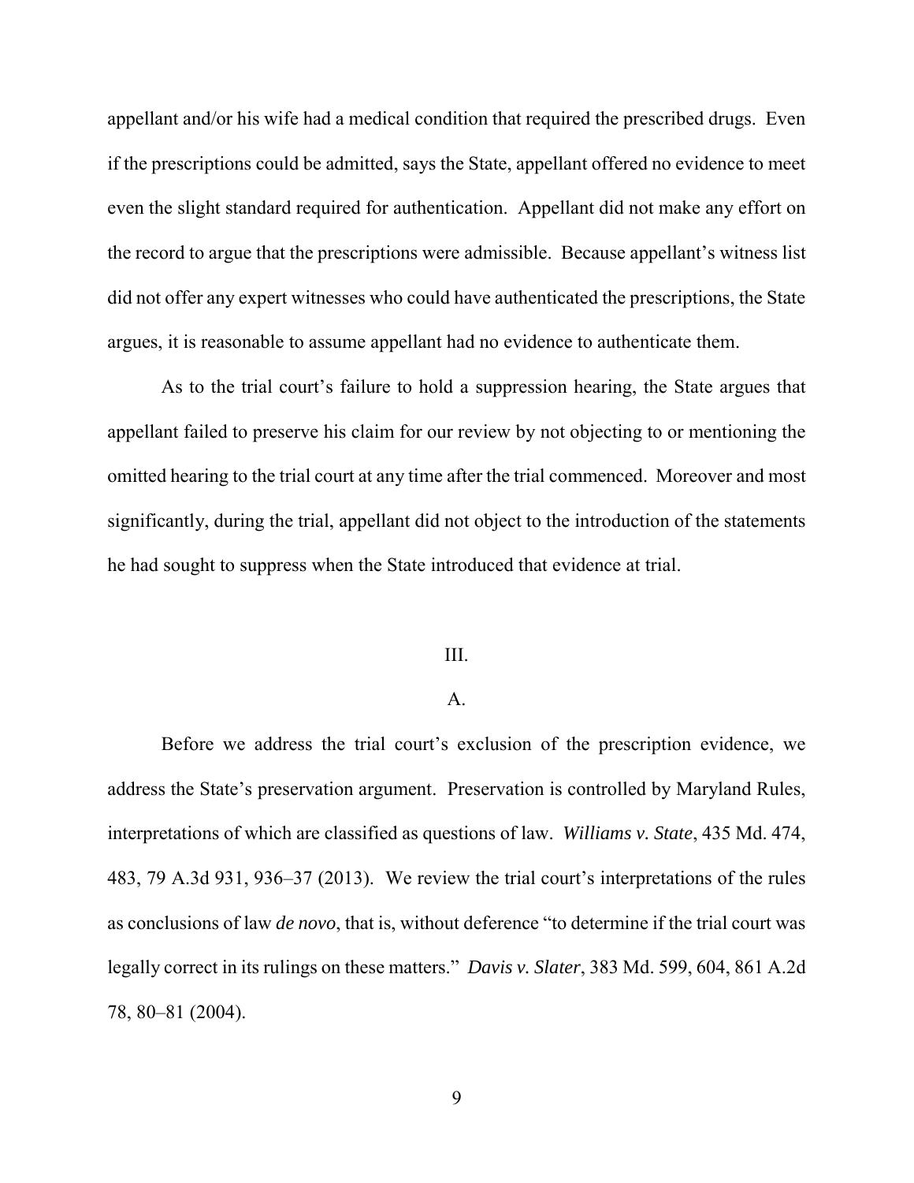appellant and/or his wife had a medical condition that required the prescribed drugs. Even if the prescriptions could be admitted, says the State, appellant offered no evidence to meet even the slight standard required for authentication. Appellant did not make any effort on the record to argue that the prescriptions were admissible. Because appellant's witness list did not offer any expert witnesses who could have authenticated the prescriptions, the State argues, it is reasonable to assume appellant had no evidence to authenticate them.

As to the trial court's failure to hold a suppression hearing, the State argues that appellant failed to preserve his claim for our review by not objecting to or mentioning the omitted hearing to the trial court at any time after the trial commenced. Moreover and most significantly, during the trial, appellant did not object to the introduction of the statements he had sought to suppress when the State introduced that evidence at trial.

III.

A.

Before we address the trial court's exclusion of the prescription evidence, we address the State's preservation argument. Preservation is controlled by Maryland Rules, interpretations of which are classified as questions of law. *Williams v. State*, 435 Md. 474, 483, 79 A.3d 931, 936–37 (2013). We review the trial court's interpretations of the rules as conclusions of law *de novo*, that is, without deference "to determine if the trial court was legally correct in its rulings on these matters." *Davis v. Slater*, 383 Md. 599, 604, 861 A.2d 78, 80–81 (2004).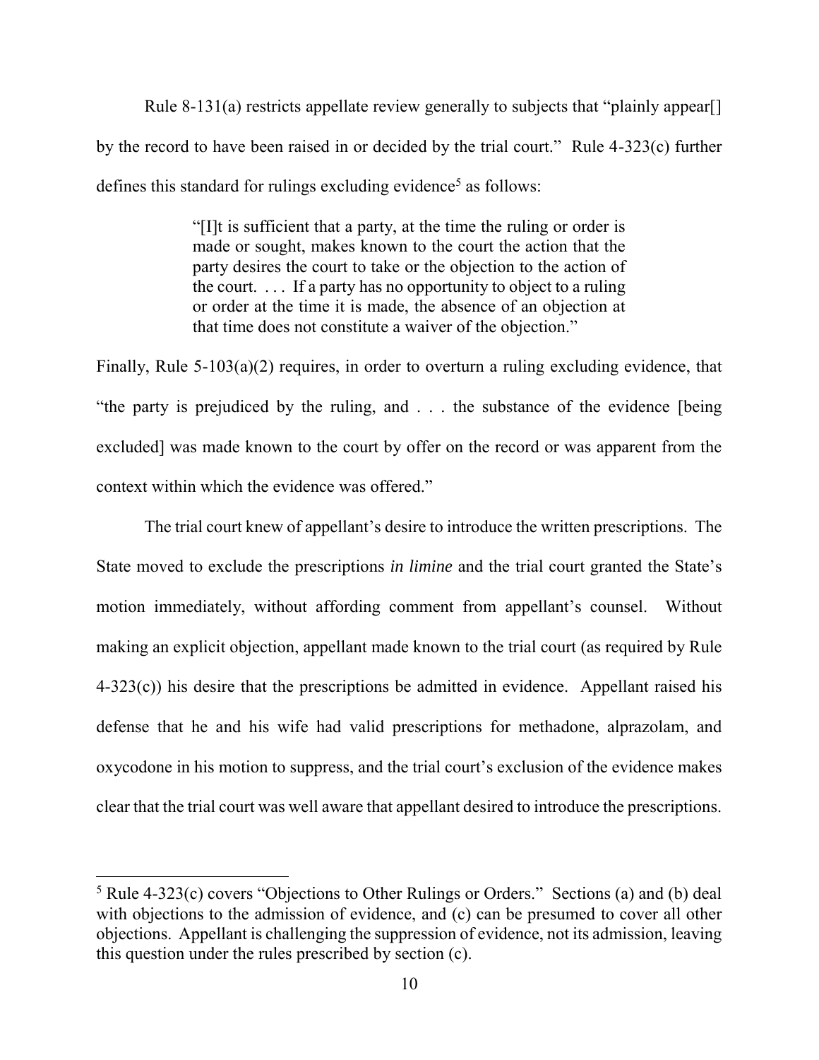Rule 8-131(a) restricts appellate review generally to subjects that "plainly appear[] by the record to have been raised in or decided by the trial court." Rule 4-323(c) further defines this standard for rulings excluding evidence[5] as follows:

> "[I]t is sufficient that a party, at the time the ruling or order is made or sought, makes known to the court the action that the party desires the court to take or the objection to the action of the court. . . . If a party has no opportunity to object to a ruling or order at the time it is made, the absence of an objection at that time does not constitute a waiver of the objection."

Finally, Rule 5-103(a)(2) requires, in order to overturn a ruling excluding evidence, that "the party is prejudiced by the ruling, and . . . the substance of the evidence [being excluded] was made known to the court by offer on the record or was apparent from the context within which the evidence was offered."

The trial court knew of appellant's desire to introduce the written prescriptions. The State moved to exclude the prescriptions *in limine* and the trial court granted the State's motion immediately, without affording comment from appellant's counsel. Without making an explicit objection, appellant made known to the trial court (as required by Rule 4-323(c)) his desire that the prescriptions be admitted in evidence. Appellant raised his defense that he and his wife had valid prescriptions for methadone, alprazolam, and oxycodone in his motion to suppress, and the trial court's exclusion of the evidence makes clear that the trial court was well aware that appellant desired to introduce the prescriptions.

---

[5] Rule 4-323(c) covers "Objections to Other Rulings or Orders." Sections (a) and (b) deal with objections to the admission of evidence, and (c) can be presumed to cover all other objections. Appellant is challenging the suppression of evidence, not its admission, leaving this question under the rules prescribed by section (c).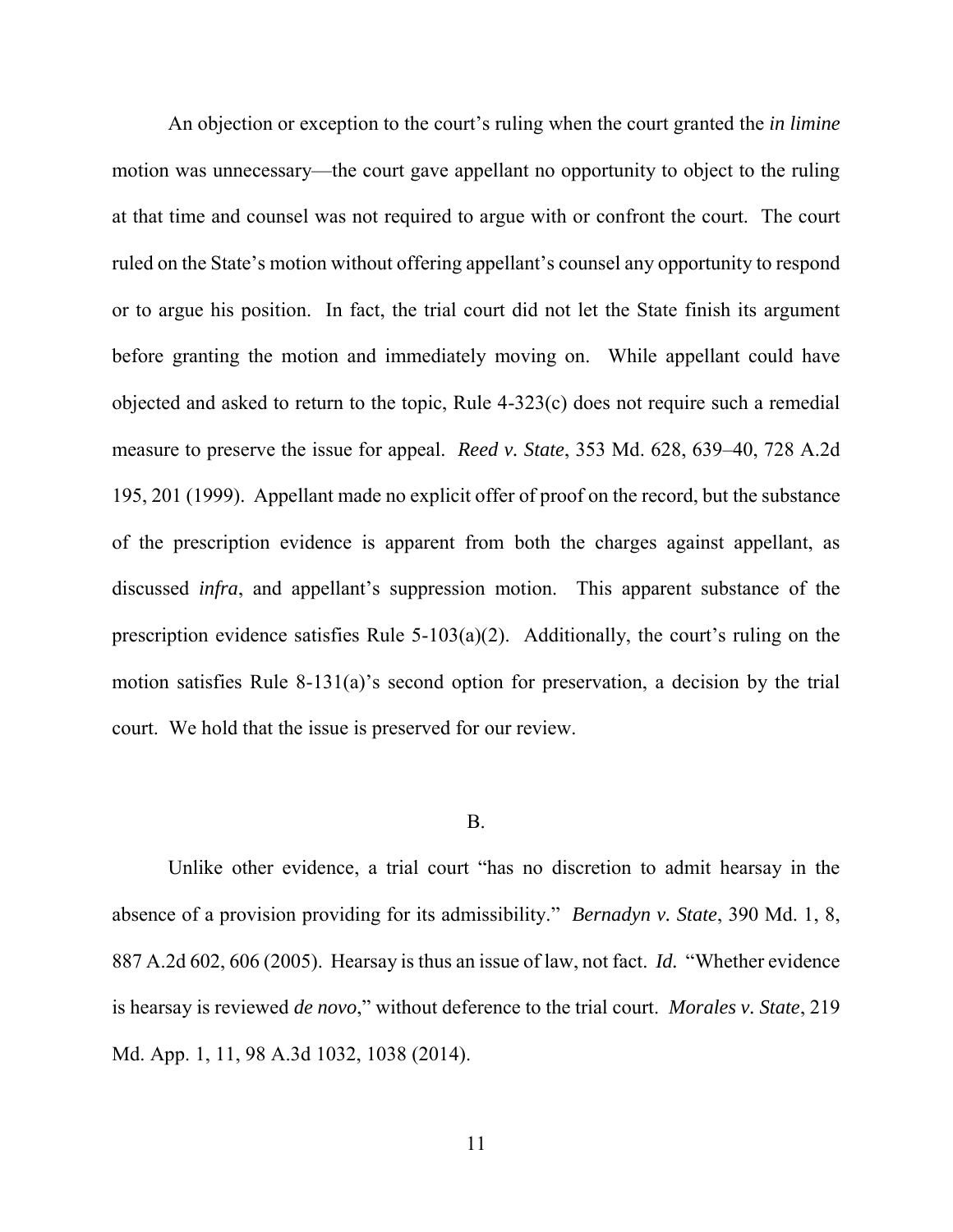An objection or exception to the court's ruling when the court granted the *in limine* motion was unnecessary—the court gave appellant no opportunity to object to the ruling at that time and counsel was not required to argue with or confront the court. The court ruled on the State's motion without offering appellant's counsel any opportunity to respond or to argue his position. In fact, the trial court did not let the State finish its argument before granting the motion and immediately moving on. While appellant could have objected and asked to return to the topic, Rule 4-323(c) does not require such a remedial measure to preserve the issue for appeal. *Reed v. State*, 353 Md. 628, 639–40, 728 A.2d 195, 201 (1999). Appellant made no explicit offer of proof on the record, but the substance of the prescription evidence is apparent from both the charges against appellant, as discussed *infra*, and appellant's suppression motion. This apparent substance of the prescription evidence satisfies Rule 5-103(a)(2). Additionally, the court's ruling on the motion satisfies Rule 8-131(a)'s second option for preservation, a decision by the trial court. We hold that the issue is preserved for our review.

## B.

Unlike other evidence, a trial court "has no discretion to admit hearsay in the absence of a provision providing for its admissibility." *Bernadyn v. State*, 390 Md. 1, 8, 887 A.2d 602, 606 (2005). Hearsay is thus an issue of law, not fact. *Id.* "Whether evidence is hearsay is reviewed *de novo*," without deference to the trial court. *Morales v. State*, 219 Md. App. 1, 11, 98 A.3d 1032, 1038 (2014).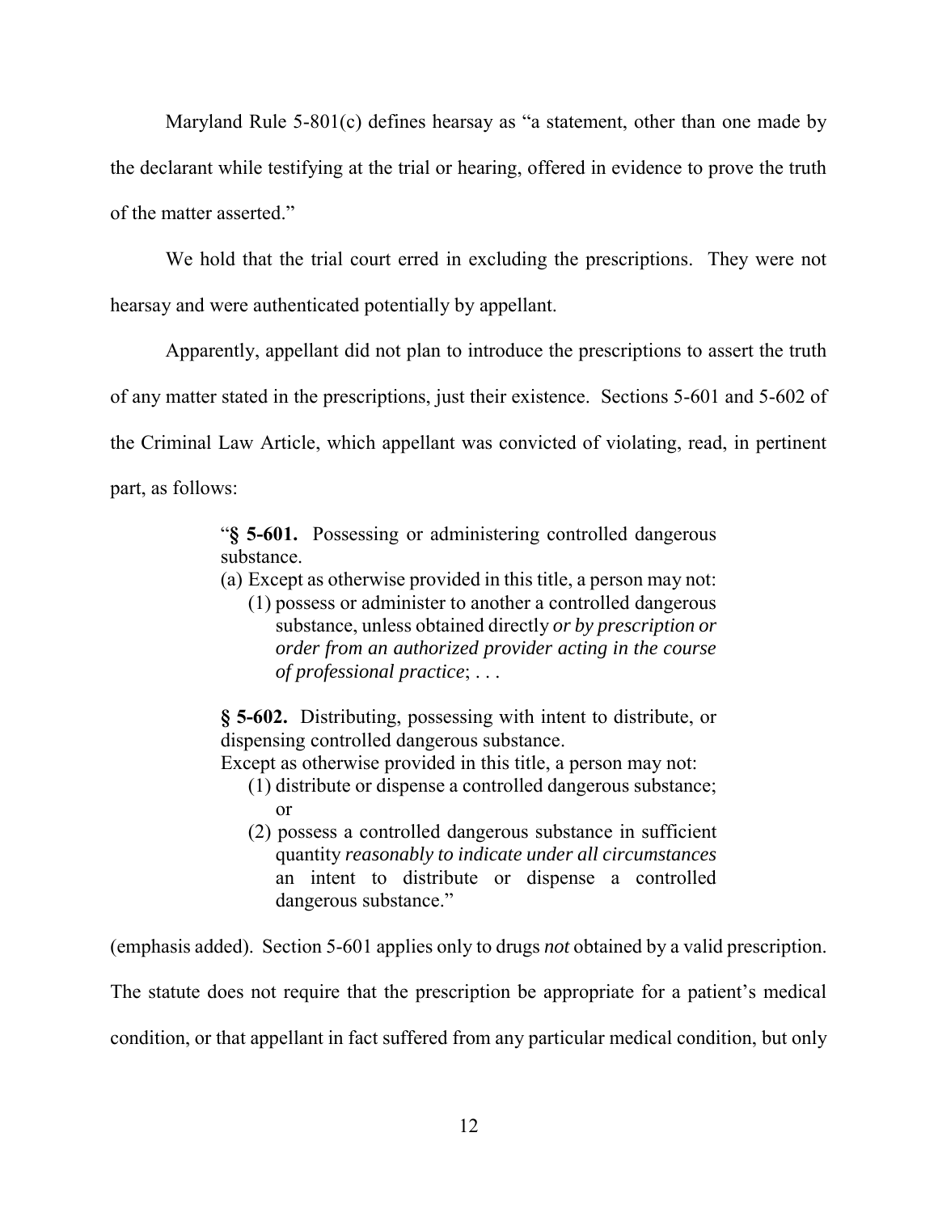Maryland Rule 5-801(c) defines hearsay as "a statement, other than one made by the declarant while testifying at the trial or hearing, offered in evidence to prove the truth of the matter asserted."

We hold that the trial court erred in excluding the prescriptions. They were not hearsay and were authenticated potentially by appellant.

Apparently, appellant did not plan to introduce the prescriptions to assert the truth of any matter stated in the prescriptions, just their existence. Sections 5-601 and 5-602 of the Criminal Law Article, which appellant was convicted of violating, read, in pertinent part, as follows:

> "**§ 5-601.** Possessing or administering controlled dangerous substance.
>
> (a) Except as otherwise provided in this title, a person may not:
>
> (1) possess or administer to another a controlled dangerous substance, unless obtained directly *or by prescription or order from an authorized provider acting in the course of professional practice*; . . .
>
> **§ 5-602.** Distributing, possessing with intent to distribute, or dispensing controlled dangerous substance.
>
> Except as otherwise provided in this title, a person may not:
>
> (1) distribute or dispense a controlled dangerous substance; or
>
> (2) possess a controlled dangerous substance in sufficient quantity *reasonably to indicate under all circumstances* an intent to distribute or dispense a controlled dangerous substance."

(emphasis added). Section 5-601 applies only to drugs *not* obtained by a valid prescription. The statute does not require that the prescription be appropriate for a patient's medical condition, or that appellant in fact suffered from any particular medical condition, but only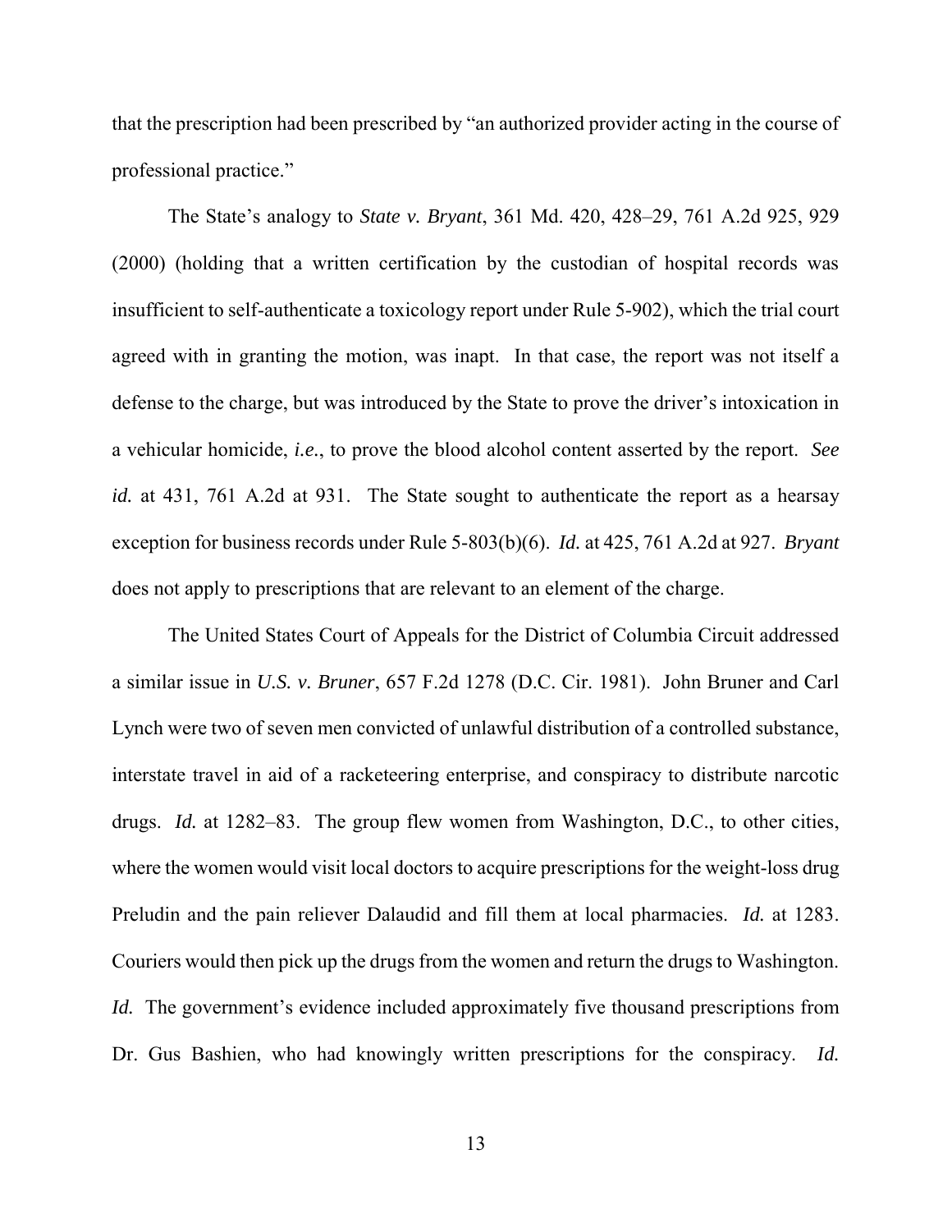that the prescription had been prescribed by "an authorized provider acting in the course of professional practice."

The State's analogy to *State v. Bryant*, 361 Md. 420, 428–29, 761 A.2d 925, 929 (2000) (holding that a written certification by the custodian of hospital records was insufficient to self-authenticate a toxicology report under Rule 5-902), which the trial court agreed with in granting the motion, was inapt. In that case, the report was not itself a defense to the charge, but was introduced by the State to prove the driver's intoxication in a vehicular homicide, *i.e.*, to prove the blood alcohol content asserted by the report. *See id.* at 431, 761 A.2d at 931. The State sought to authenticate the report as a hearsay exception for business records under Rule 5-803(b)(6). *Id.* at 425, 761 A.2d at 927. *Bryant* does not apply to prescriptions that are relevant to an element of the charge.

The United States Court of Appeals for the District of Columbia Circuit addressed a similar issue in *U.S. v. Bruner*, 657 F.2d 1278 (D.C. Cir. 1981). John Bruner and Carl Lynch were two of seven men convicted of unlawful distribution of a controlled substance, interstate travel in aid of a racketeering enterprise, and conspiracy to distribute narcotic drugs. *Id.* at 1282–83. The group flew women from Washington, D.C., to other cities, where the women would visit local doctors to acquire prescriptions for the weight-loss drug Preludin and the pain reliever Dalaudid and fill them at local pharmacies. *Id.* at 1283. Couriers would then pick up the drugs from the women and return the drugs to Washington. *Id.* The government's evidence included approximately five thousand prescriptions from Dr. Gus Bashien, who had knowingly written prescriptions for the conspiracy. *Id.*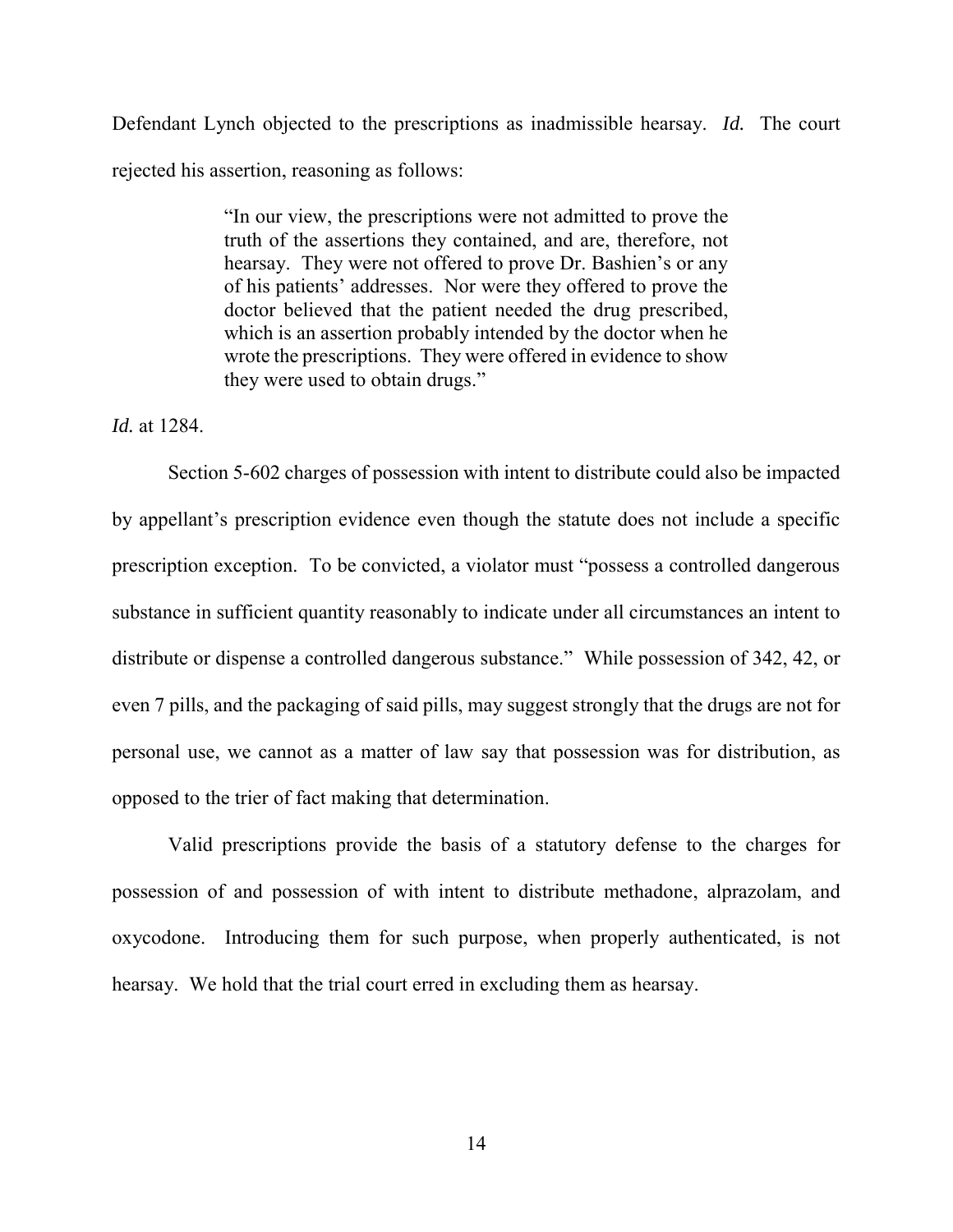Defendant Lynch objected to the prescriptions as inadmissible hearsay. *Id.* The court rejected his assertion, reasoning as follows:

> "In our view, the prescriptions were not admitted to prove the truth of the assertions they contained, and are, therefore, not hearsay. They were not offered to prove Dr. Bashien's or any of his patients' addresses. Nor were they offered to prove the doctor believed that the patient needed the drug prescribed, which is an assertion probably intended by the doctor when he wrote the prescriptions. They were offered in evidence to show they were used to obtain drugs."

*Id.* at 1284.

Section 5-602 charges of possession with intent to distribute could also be impacted by appellant's prescription evidence even though the statute does not include a specific prescription exception. To be convicted, a violator must "possess a controlled dangerous substance in sufficient quantity reasonably to indicate under all circumstances an intent to distribute or dispense a controlled dangerous substance." While possession of 342, 42, or even 7 pills, and the packaging of said pills, may suggest strongly that the drugs are not for personal use, we cannot as a matter of law say that possession was for distribution, as opposed to the trier of fact making that determination.

Valid prescriptions provide the basis of a statutory defense to the charges for possession of and possession of with intent to distribute methadone, alprazolam, and oxycodone. Introducing them for such purpose, when properly authenticated, is not hearsay. We hold that the trial court erred in excluding them as hearsay.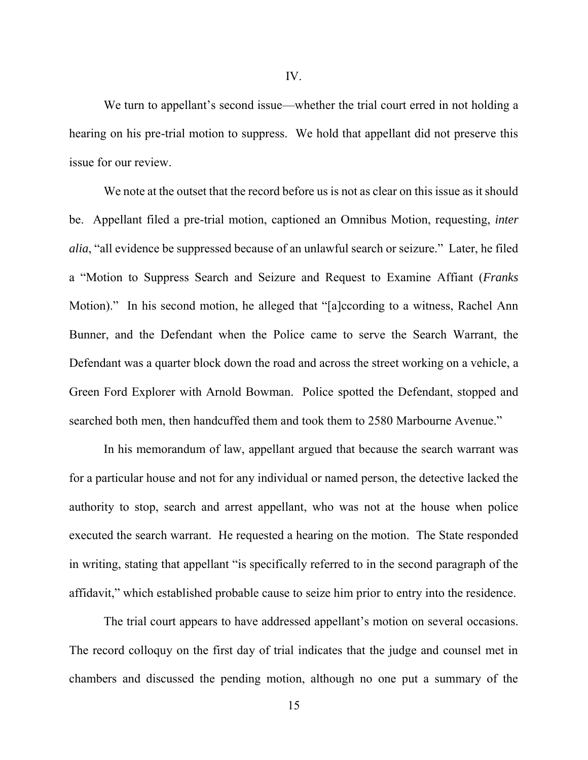IV.

We turn to appellant's second issue—whether the trial court erred in not holding a hearing on his pre-trial motion to suppress. We hold that appellant did not preserve this issue for our review.

We note at the outset that the record before us is not as clear on this issue as it should be. Appellant filed a pre-trial motion, captioned an Omnibus Motion, requesting, *inter alia*, "all evidence be suppressed because of an unlawful search or seizure." Later, he filed a "Motion to Suppress Search and Seizure and Request to Examine Affiant (*Franks* Motion)." In his second motion, he alleged that "[a]ccording to a witness, Rachel Ann Bunner, and the Defendant when the Police came to serve the Search Warrant, the Defendant was a quarter block down the road and across the street working on a vehicle, a Green Ford Explorer with Arnold Bowman. Police spotted the Defendant, stopped and searched both men, then handcuffed them and took them to 2580 Marbourne Avenue."

In his memorandum of law, appellant argued that because the search warrant was for a particular house and not for any individual or named person, the detective lacked the authority to stop, search and arrest appellant, who was not at the house when police executed the search warrant. He requested a hearing on the motion. The State responded in writing, stating that appellant "is specifically referred to in the second paragraph of the affidavit," which established probable cause to seize him prior to entry into the residence.

The trial court appears to have addressed appellant's motion on several occasions. The record colloquy on the first day of trial indicates that the judge and counsel met in chambers and discussed the pending motion, although no one put a summary of the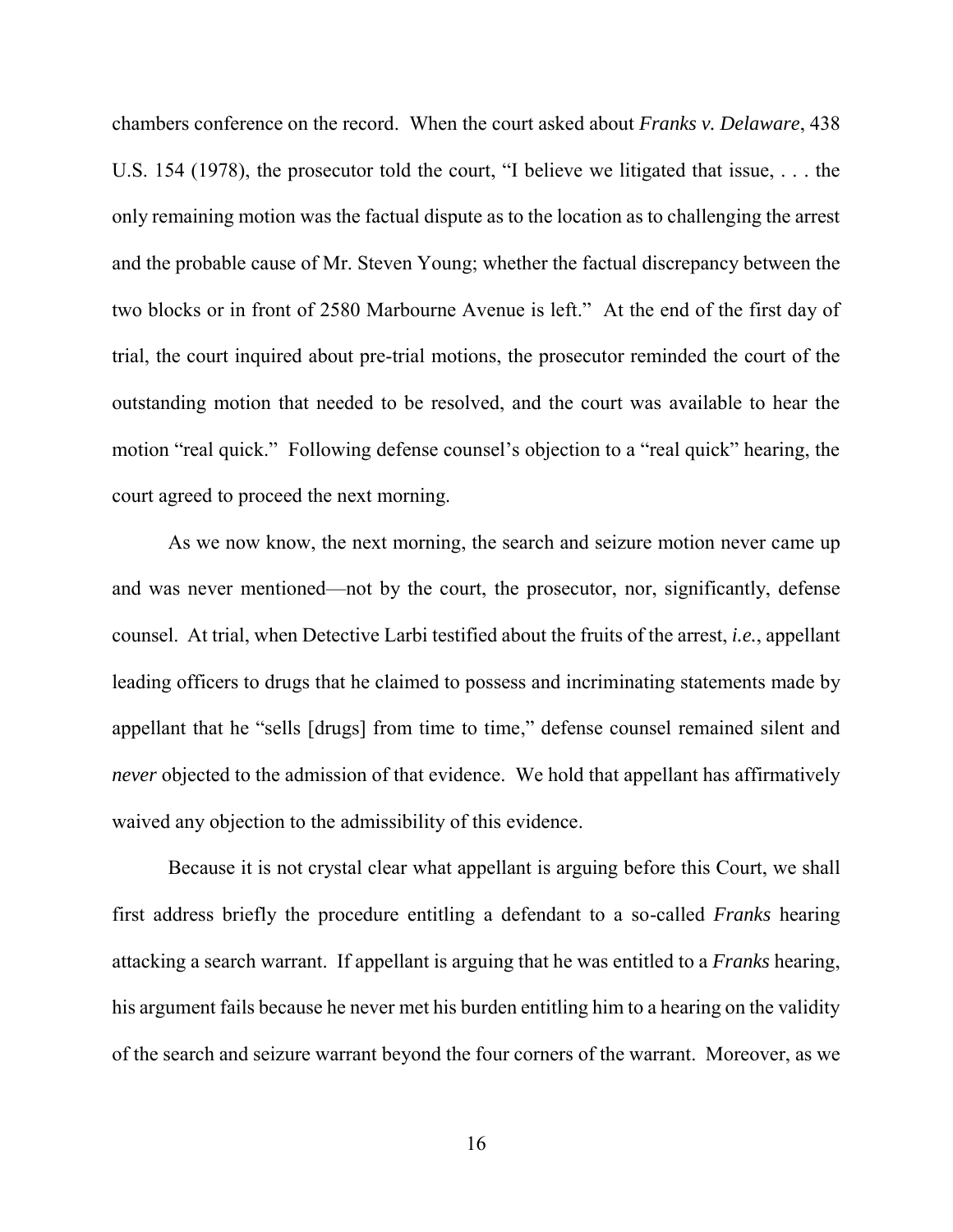chambers conference on the record. When the court asked about *Franks v. Delaware*, 438 U.S. 154 (1978), the prosecutor told the court, "I believe we litigated that issue, . . . the only remaining motion was the factual dispute as to the location as to challenging the arrest and the probable cause of Mr. Steven Young; whether the factual discrepancy between the two blocks or in front of 2580 Marbourne Avenue is left." At the end of the first day of trial, the court inquired about pre-trial motions, the prosecutor reminded the court of the outstanding motion that needed to be resolved, and the court was available to hear the motion "real quick." Following defense counsel's objection to a "real quick" hearing, the court agreed to proceed the next morning.

As we now know, the next morning, the search and seizure motion never came up and was never mentioned—not by the court, the prosecutor, nor, significantly, defense counsel. At trial, when Detective Larbi testified about the fruits of the arrest, *i.e.*, appellant leading officers to drugs that he claimed to possess and incriminating statements made by appellant that he "sells [drugs] from time to time," defense counsel remained silent and *never* objected to the admission of that evidence. We hold that appellant has affirmatively waived any objection to the admissibility of this evidence.

Because it is not crystal clear what appellant is arguing before this Court, we shall first address briefly the procedure entitling a defendant to a so-called *Franks* hearing attacking a search warrant. If appellant is arguing that he was entitled to a *Franks* hearing, his argument fails because he never met his burden entitling him to a hearing on the validity of the search and seizure warrant beyond the four corners of the warrant. Moreover, as we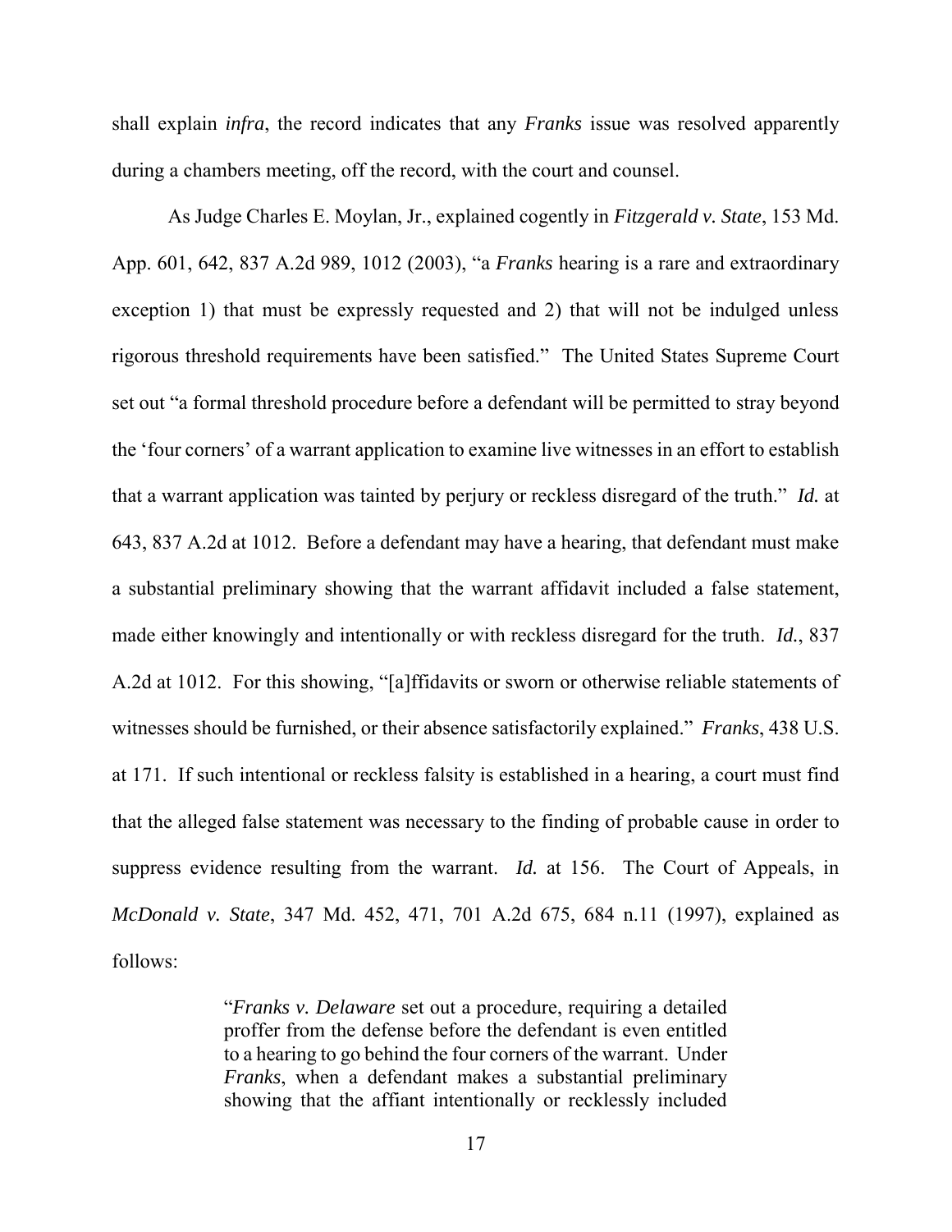shall explain *infra*, the record indicates that any *Franks* issue was resolved apparently during a chambers meeting, off the record, with the court and counsel.

As Judge Charles E. Moylan, Jr., explained cogently in *Fitzgerald v. State*, 153 Md. App. 601, 642, 837 A.2d 989, 1012 (2003), "a *Franks* hearing is a rare and extraordinary exception 1) that must be expressly requested and 2) that will not be indulged unless rigorous threshold requirements have been satisfied." The United States Supreme Court set out "a formal threshold procedure before a defendant will be permitted to stray beyond the 'four corners' of a warrant application to examine live witnesses in an effort to establish that a warrant application was tainted by perjury or reckless disregard of the truth." *Id.* at 643, 837 A.2d at 1012. Before a defendant may have a hearing, that defendant must make a substantial preliminary showing that the warrant affidavit included a false statement, made either knowingly and intentionally or with reckless disregard for the truth. *Id.*, 837 A.2d at 1012. For this showing, "[a]ffidavits or sworn or otherwise reliable statements of witnesses should be furnished, or their absence satisfactorily explained." *Franks*, 438 U.S. at 171. If such intentional or reckless falsity is established in a hearing, a court must find that the alleged false statement was necessary to the finding of probable cause in order to suppress evidence resulting from the warrant. *Id.* at 156. The Court of Appeals, in *McDonald v. State*, 347 Md. 452, 471, 701 A.2d 675, 684 n.11 (1997), explained as follows:

> "*Franks v. Delaware* set out a procedure, requiring a detailed proffer from the defense before the defendant is even entitled to a hearing to go behind the four corners of the warrant. Under *Franks*, when a defendant makes a substantial preliminary showing that the affiant intentionally or recklessly included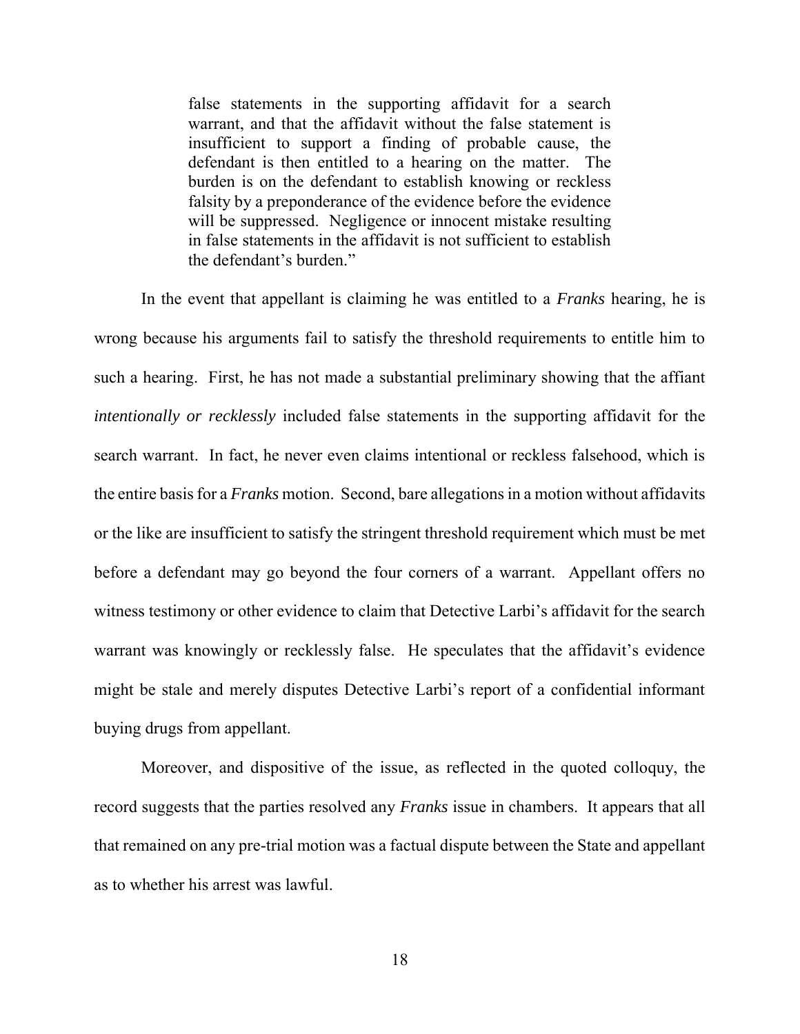> false statements in the supporting affidavit for a search warrant, and that the affidavit without the false statement is insufficient to support a finding of probable cause, the defendant is then entitled to a hearing on the matter. The burden is on the defendant to establish knowing or reckless falsity by a preponderance of the evidence before the evidence will be suppressed. Negligence or innocent mistake resulting in false statements in the affidavit is not sufficient to establish the defendant's burden."

In the event that appellant is claiming he was entitled to a *Franks* hearing, he is wrong because his arguments fail to satisfy the threshold requirements to entitle him to such a hearing. First, he has not made a substantial preliminary showing that the affiant *intentionally or recklessly* included false statements in the supporting affidavit for the search warrant. In fact, he never even claims intentional or reckless falsehood, which is the entire basis for a *Franks* motion. Second, bare allegations in a motion without affidavits or the like are insufficient to satisfy the stringent threshold requirement which must be met before a defendant may go beyond the four corners of a warrant. Appellant offers no witness testimony or other evidence to claim that Detective Larbi's affidavit for the search warrant was knowingly or recklessly false. He speculates that the affidavit's evidence might be stale and merely disputes Detective Larbi's report of a confidential informant buying drugs from appellant.

Moreover, and dispositive of the issue, as reflected in the quoted colloquy, the record suggests that the parties resolved any *Franks* issue in chambers. It appears that all that remained on any pre-trial motion was a factual dispute between the State and appellant as to whether his arrest was lawful.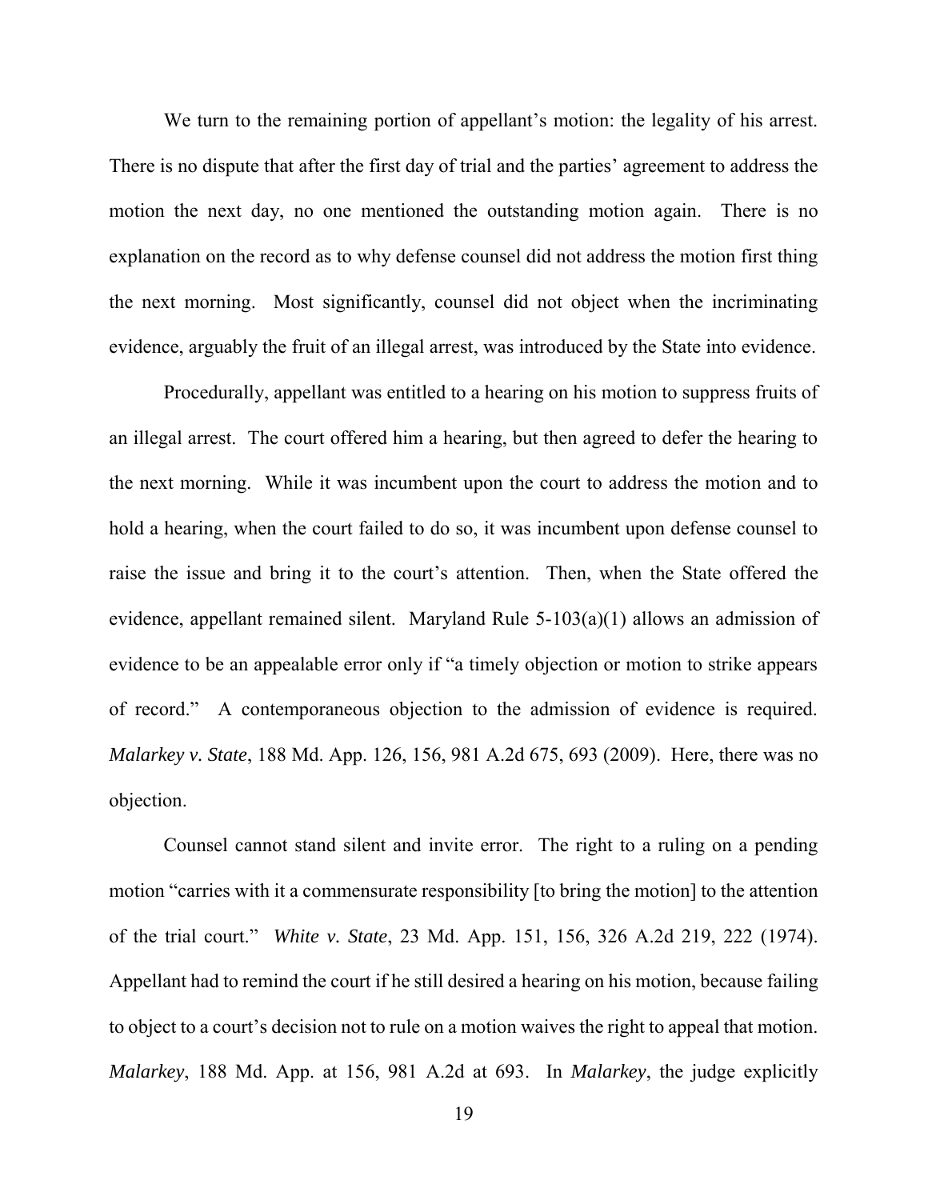We turn to the remaining portion of appellant's motion: the legality of his arrest. There is no dispute that after the first day of trial and the parties' agreement to address the motion the next day, no one mentioned the outstanding motion again. There is no explanation on the record as to why defense counsel did not address the motion first thing the next morning. Most significantly, counsel did not object when the incriminating evidence, arguably the fruit of an illegal arrest, was introduced by the State into evidence.

Procedurally, appellant was entitled to a hearing on his motion to suppress fruits of an illegal arrest. The court offered him a hearing, but then agreed to defer the hearing to the next morning. While it was incumbent upon the court to address the motion and to hold a hearing, when the court failed to do so, it was incumbent upon defense counsel to raise the issue and bring it to the court's attention. Then, when the State offered the evidence, appellant remained silent. Maryland Rule 5-103(a)(1) allows an admission of evidence to be an appealable error only if "a timely objection or motion to strike appears of record." A contemporaneous objection to the admission of evidence is required. *Malarkey v. State*, 188 Md. App. 126, 156, 981 A.2d 675, 693 (2009). Here, there was no objection.

Counsel cannot stand silent and invite error. The right to a ruling on a pending motion "carries with it a commensurate responsibility [to bring the motion] to the attention of the trial court." *White v. State*, 23 Md. App. 151, 156, 326 A.2d 219, 222 (1974). Appellant had to remind the court if he still desired a hearing on his motion, because failing to object to a court's decision not to rule on a motion waives the right to appeal that motion. *Malarkey*, 188 Md. App. at 156, 981 A.2d at 693. In *Malarkey*, the judge explicitly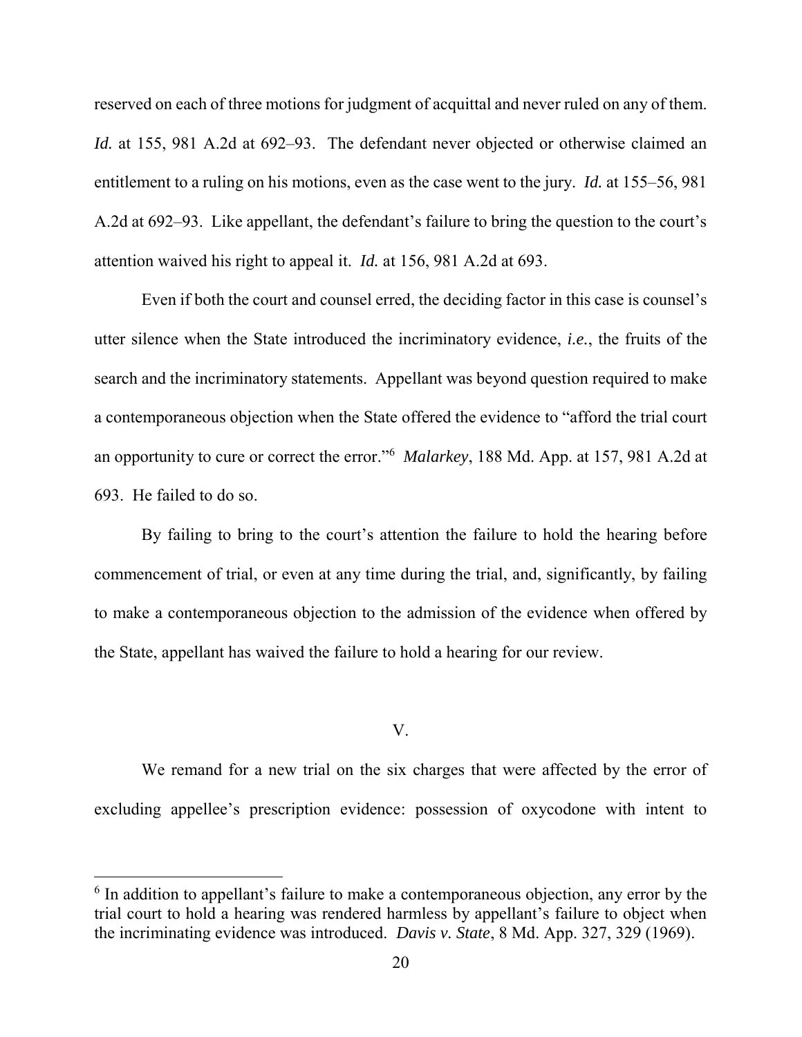reserved on each of three motions for judgment of acquittal and never ruled on any of them. *Id.* at 155, 981 A.2d at 692–93. The defendant never objected or otherwise claimed an entitlement to a ruling on his motions, even as the case went to the jury. *Id.* at 155–56, 981 A.2d at 692–93. Like appellant, the defendant's failure to bring the question to the court's attention waived his right to appeal it. *Id.* at 156, 981 A.2d at 693.

Even if both the court and counsel erred, the deciding factor in this case is counsel's utter silence when the State introduced the incriminatory evidence, *i.e.*, the fruits of the search and the incriminatory statements. Appellant was beyond question required to make a contemporaneous objection when the State offered the evidence to "afford the trial court an opportunity to cure or correct the error."[6] *Malarkey*, 188 Md. App. at 157, 981 A.2d at 693. He failed to do so.

By failing to bring to the court's attention the failure to hold the hearing before commencement of trial, or even at any time during the trial, and, significantly, by failing to make a contemporaneous objection to the admission of the evidence when offered by the State, appellant has waived the failure to hold a hearing for our review.

## V.

We remand for a new trial on the six charges that were affected by the error of excluding appellee's prescription evidence: possession of oxycodone with intent to

[6] In addition to appellant's failure to make a contemporaneous objection, any error by the trial court to hold a hearing was rendered harmless by appellant's failure to object when the incriminating evidence was introduced. *Davis v. State*, 8 Md. App. 327, 329 (1969).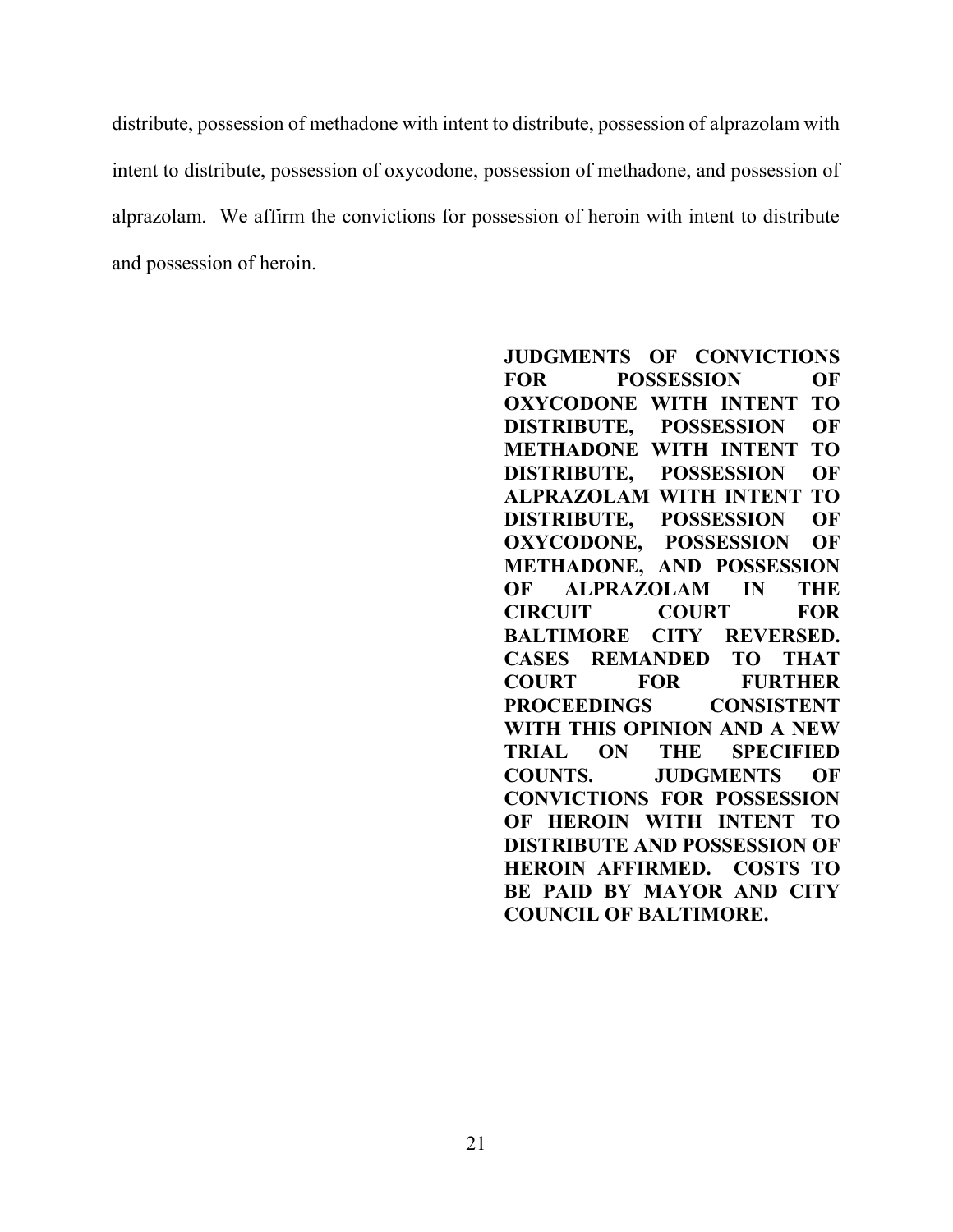distribute, possession of methadone with intent to distribute, possession of alprazolam with intent to distribute, possession of oxycodone, possession of methadone, and possession of alprazolam. We affirm the convictions for possession of heroin with intent to distribute and possession of heroin.

**JUDGMENTS OF CONVICTIONS FOR POSSESSION OF OXYCODONE WITH INTENT TO DISTRIBUTE, POSSESSION OF METHADONE WITH INTENT TO DISTRIBUTE, POSSESSION OF ALPRAZOLAM WITH INTENT TO DISTRIBUTE, POSSESSION OF OXYCODONE, POSSESSION OF METHADONE, AND POSSESSION OF ALPRAZOLAM IN THE CIRCUIT COURT FOR BALTIMORE CITY REVERSED. CASES REMANDED TO THAT COURT FOR FURTHER PROCEEDINGS CONSISTENT WITH THIS OPINION AND A NEW TRIAL ON THE SPECIFIED COUNTS. JUDGMENTS OF CONVICTIONS FOR POSSESSION OF HEROIN WITH INTENT TO DISTRIBUTE AND POSSESSION OF HEROIN AFFIRMED. COSTS TO BE PAID BY MAYOR AND CITY COUNCIL OF BALTIMORE.**